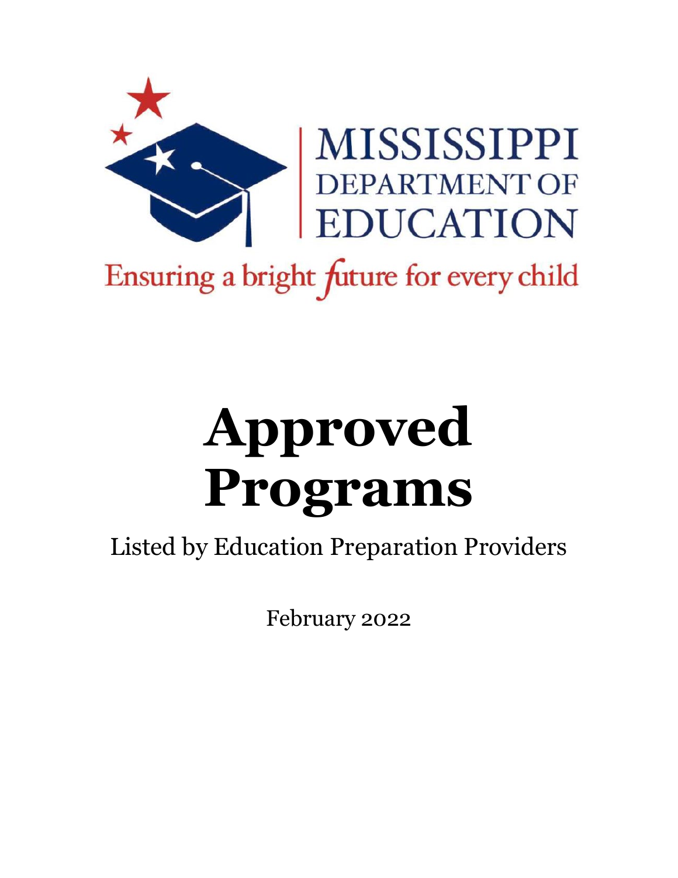MISSISSIPPI DEPARTMENT OF EDUCATION

Ensuring a bright future for every child

# Approved Programs

Listed by Education Preparation Providers

February 2022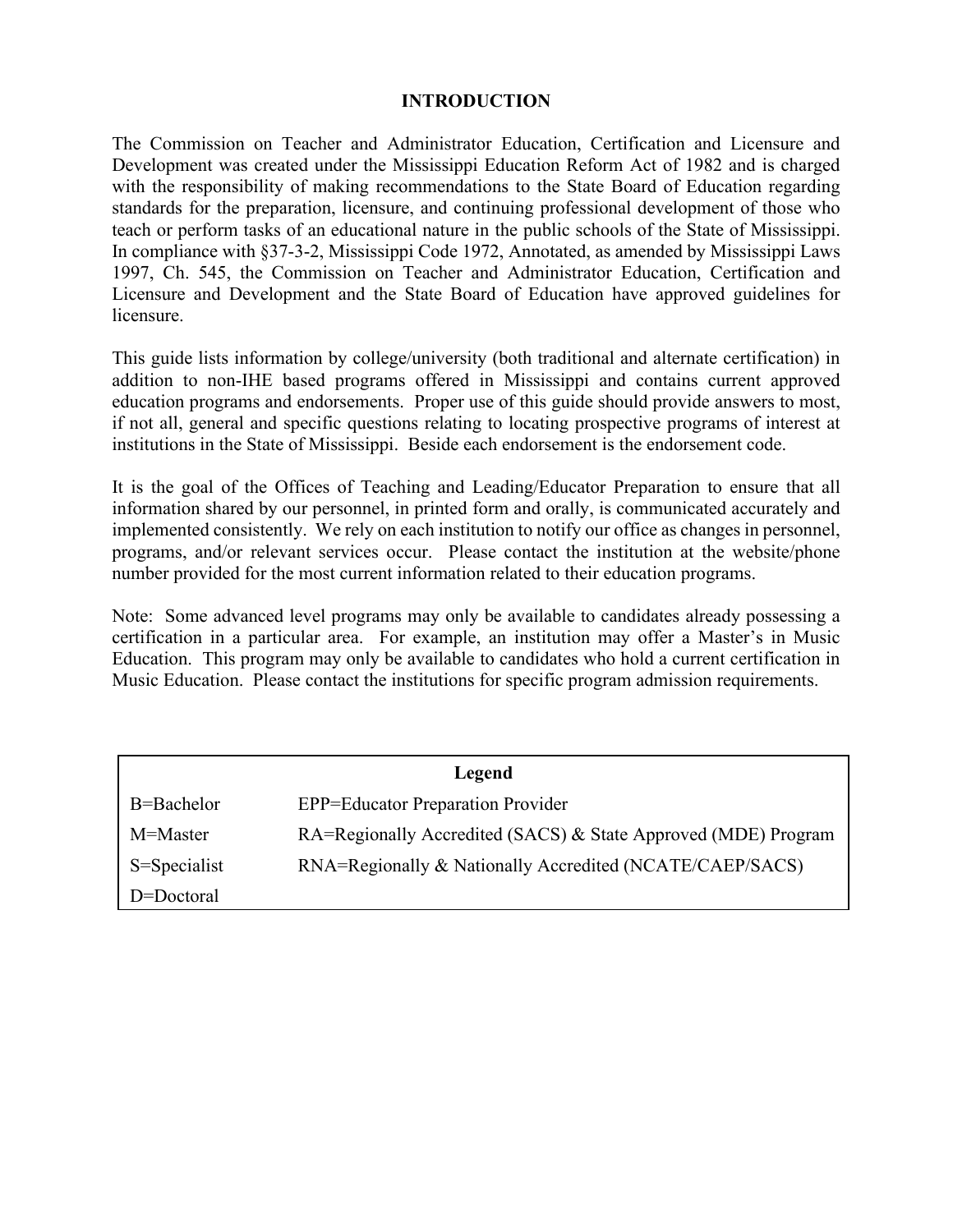# INTRODUCTION

The Commission on Teacher and Administrator Education, Certification and Licensure and Development was created under the Mississippi Education Reform Act of 1982 and is charged with the responsibility of making recommendations to the State Board of Education regarding standards for the preparation, licensure, and continuing professional development of those who teach or perform tasks of an educational nature in the public schools of the State of Mississippi. In compliance with §37-3-2, Mississippi Code 1972, Annotated, as amended by Mississippi Laws 1997, Ch. 545, the Commission on Teacher and Administrator Education, Certification and Licensure and Development and the State Board of Education have approved guidelines for licensure.

This guide lists information by college/university (both traditional and alternate certification) in addition to non-IHE based programs offered in Mississippi and contains current approved education programs and endorsements. Proper use of this guide should provide answers to most, if not all, general and specific questions relating to locating prospective programs of interest at institutions in the State of Mississippi. Beside each endorsement is the endorsement code.

It is the goal of the Offices of Teaching and Leading/Educator Preparation to ensure that all information shared by our personnel, in printed form and orally, is communicated accurately and implemented consistently. We rely on each institution to notify our office as changes in personnel, programs, and/or relevant services occur. Please contact the institution at the website/phone number provided for the most current information related to their education programs.

Note: Some advanced level programs may only be available to candidates already possessing a certification in a particular area. For example, an institution may offer a Master's in Music Education. This program may only be available to candidates who hold a current certification in Music Education. Please contact the institutions for specific program admission requirements.

| Legend | |
|---|---|
| B=Bachelor | EPP=Educator Preparation Provider |
| M=Master | RA=Regionally Accredited (SACS) & State Approved (MDE) Program |
| S=Specialist | RNA=Regionally & Nationally Accredited (NCATE/CAEP/SACS) |
| D=Doctoral | |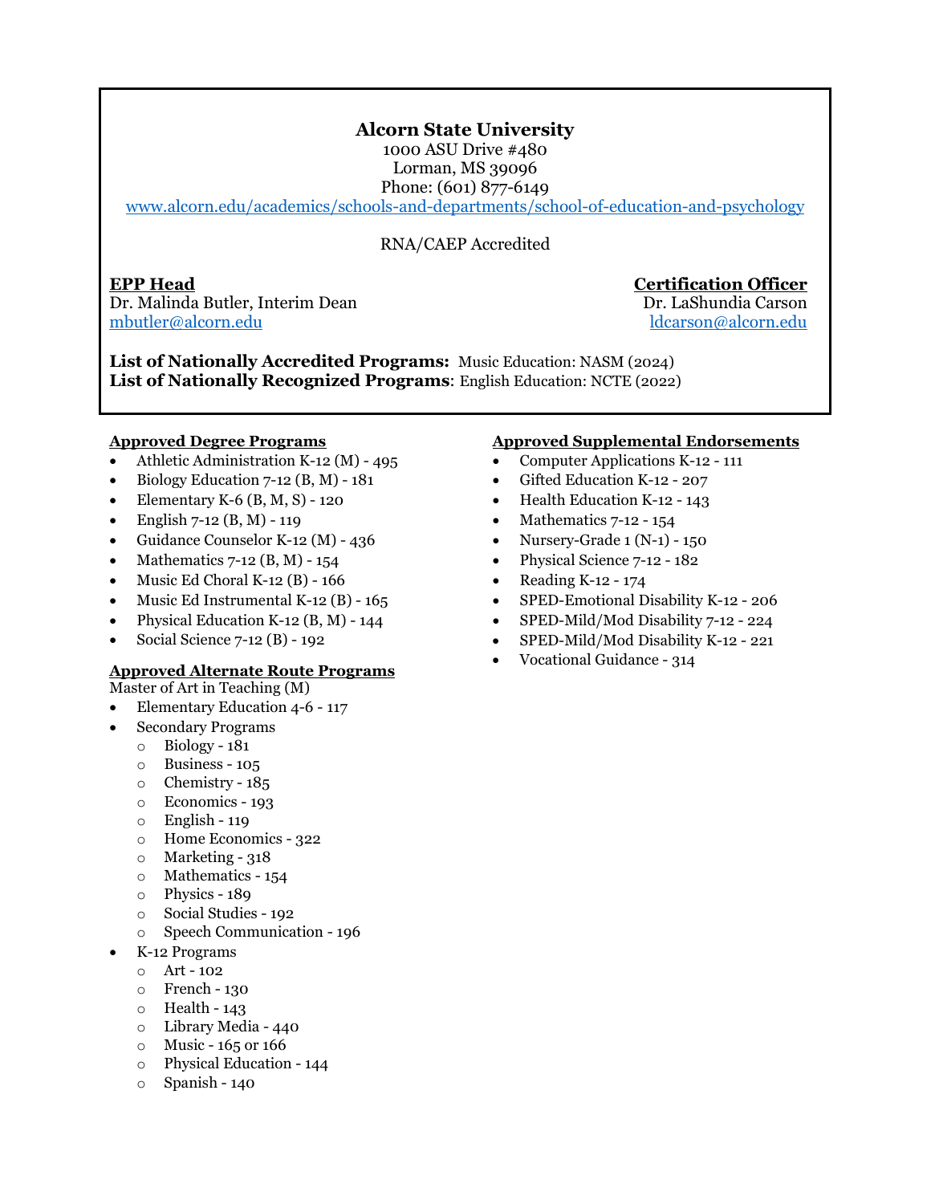## Alcorn State University

1000 ASU Drive #480
Lorman, MS 39096
Phone: (601) 877-6149
www.alcorn.edu/academics/schools-and-departments/school-of-education-and-psychology

RNA/CAEP Accredited

**EPP Head**
Dr. Malinda Butler, Interim Dean
mbutler@alcorn.edu

**Certification Officer**
Dr. LaShundia Carson
ldcarson@alcorn.edu

**List of Nationally Accredited Programs:** Music Education: NASM (2024)
**List of Nationally Recognized Programs**: English Education: NCTE (2022)

**Approved Degree Programs**

- Athletic Administration K-12 (M) - 495
- Biology Education 7-12 (B, M) - 181
- Elementary K-6 (B, M, S) - 120
- English 7-12 (B, M) - 119
- Guidance Counselor K-12 (M) - 436
- Mathematics 7-12 (B, M) - 154
- Music Ed Choral K-12 (B) - 166
- Music Ed Instrumental K-12 (B) - 165
- Physical Education K-12 (B, M) - 144
- Social Science 7-12 (B) - 192

**Approved Alternate Route Programs**

Master of Art in Teaching (M)

- Elementary Education 4-6 - 117
- Secondary Programs
  - Biology - 181
  - Business - 105
  - Chemistry - 185
  - Economics - 193
  - English - 119
  - Home Economics - 322
  - Marketing - 318
  - Mathematics - 154
  - Physics - 189
  - Social Studies - 192
  - Speech Communication - 196
- K-12 Programs
  - Art - 102
  - French - 130
  - Health - 143
  - Library Media - 440
  - Music - 165 or 166
  - Physical Education - 144
  - Spanish - 140

**Approved Supplemental Endorsements**

- Computer Applications K-12 - 111
- Gifted Education K-12 - 207
- Health Education K-12 - 143
- Mathematics 7-12 - 154
- Nursery-Grade 1 (N-1) - 150
- Physical Science 7-12 - 182
- Reading K-12 - 174
- SPED-Emotional Disability K-12 - 206
- SPED-Mild/Mod Disability 7-12 - 224
- SPED-Mild/Mod Disability K-12 - 221
- Vocational Guidance - 314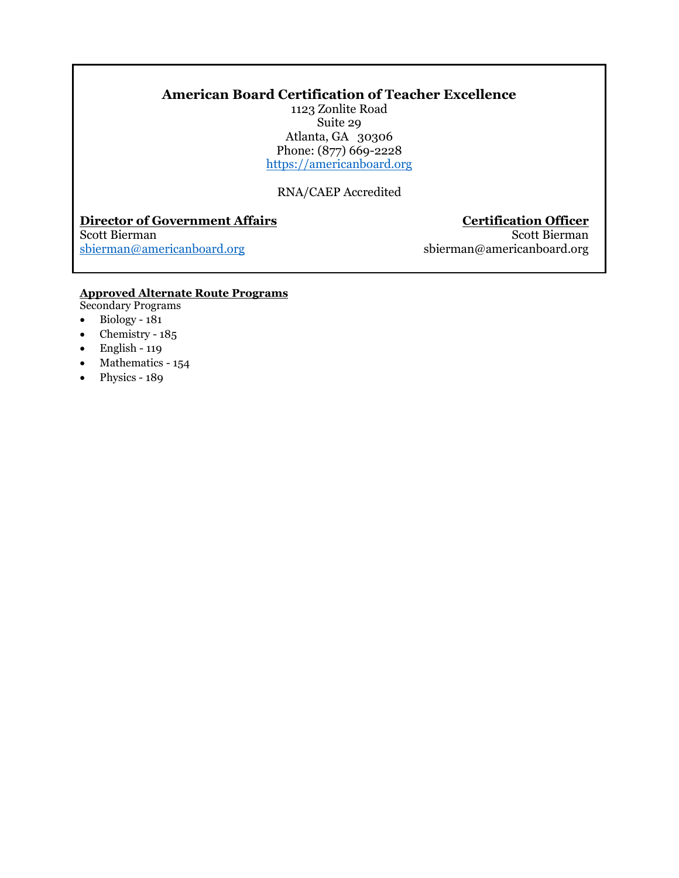## American Board Certification of Teacher Excellence

1123 Zonlite Road
Suite 29
Atlanta, GA 30306
Phone: (877) 669-2228
https://americanboard.org

RNA/CAEP Accredited

**Director of Government Affairs**
Scott Bierman
sbierman@americanboard.org

**Certification Officer**
Scott Bierman
sbierman@americanboard.org

**Approved Alternate Route Programs**

Secondary Programs

- Biology - 181
- Chemistry - 185
- English - 119
- Mathematics - 154
- Physics - 189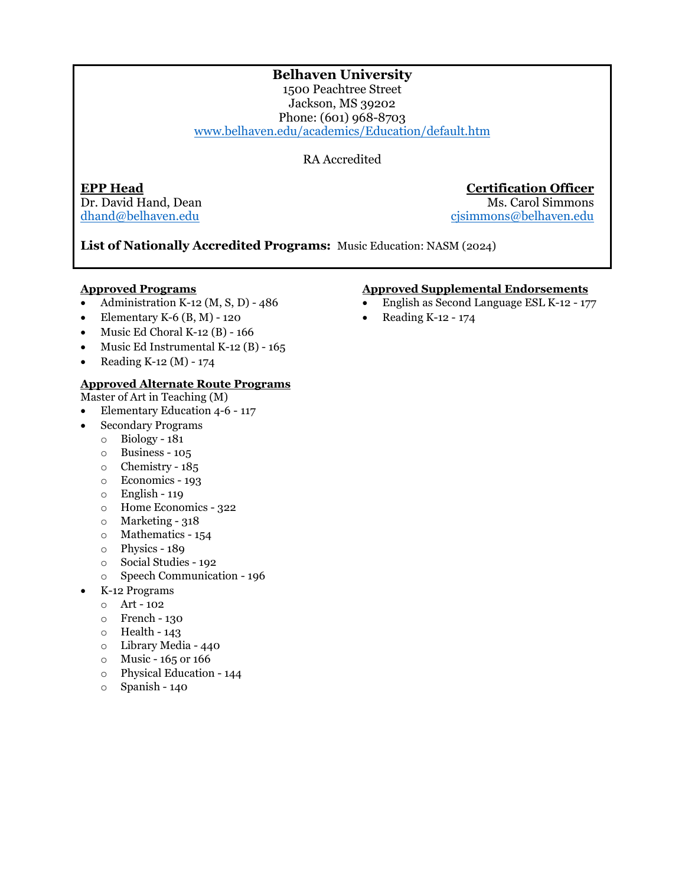# Belhaven University

1500 Peachtree Street
Jackson, MS 39202
Phone: (601) 968-8703
www.belhaven.edu/academics/Education/default.htm

RA Accredited

**EPP Head**
Dr. David Hand, Dean
dhand@belhaven.edu

**Certification Officer**
Ms. Carol Simmons
cjsimmons@belhaven.edu

**List of Nationally Accredited Programs:** Music Education: NASM (2024)

**Approved Programs**

- Administration K-12 (M, S, D) - 486
- Elementary K-6 (B, M) - 120
- Music Ed Choral K-12 (B) - 166
- Music Ed Instrumental K-12 (B) - 165
- Reading K-12 (M) - 174

**Approved Alternate Route Programs**

Master of Art in Teaching (M)

- Elementary Education 4-6 - 117
- Secondary Programs
  - Biology - 181
  - Business - 105
  - Chemistry - 185
  - Economics - 193
  - English - 119
  - Home Economics - 322
  - Marketing - 318
  - Mathematics - 154
  - Physics - 189
  - Social Studies - 192
  - Speech Communication - 196
- K-12 Programs
  - Art - 102
  - French - 130
  - Health - 143
  - Library Media - 440
  - Music - 165 or 166
  - Physical Education - 144
  - Spanish - 140

**Approved Supplemental Endorsements**

- English as Second Language ESL K-12 - 177
- Reading K-12 - 174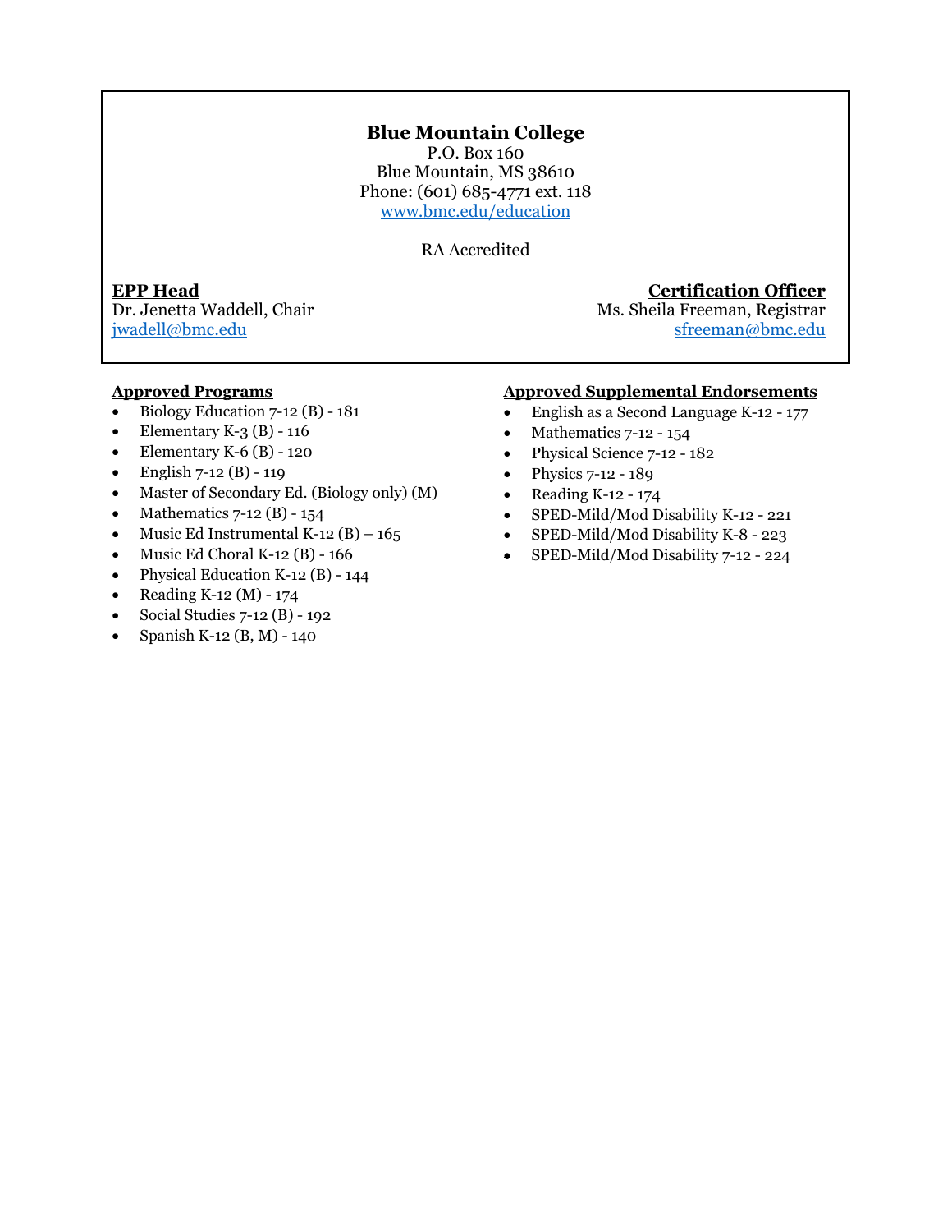## Blue Mountain College

P.O. Box 160
Blue Mountain, MS 38610
Phone: (601) 685-4771 ext. 118
www.bmc.edu/education

RA Accredited

**EPP Head**
Dr. Jenetta Waddell, Chair
jwadell@bmc.edu

**Certification Officer**
Ms. Sheila Freeman, Registrar
sfreeman@bmc.edu

**Approved Programs**

- Biology Education 7-12 (B) - 181
- Elementary K-3 (B) - 116
- Elementary K-6 (B) - 120
- English 7-12 (B) - 119
- Master of Secondary Ed. (Biology only) (M)
- Mathematics 7-12 (B) - 154
- Music Ed Instrumental K-12 (B) – 165
- Music Ed Choral K-12 (B) - 166
- Physical Education K-12 (B) - 144
- Reading K-12 (M) - 174
- Social Studies 7-12 (B) - 192
- Spanish K-12 (B, M) - 140

**Approved Supplemental Endorsements**

- English as a Second Language K-12 - 177
- Mathematics 7-12 - 154
- Physical Science 7-12 - 182
- Physics 7-12 - 189
- Reading K-12 - 174
- SPED-Mild/Mod Disability K-12 - 221
- SPED-Mild/Mod Disability K-8 - 223
- SPED-Mild/Mod Disability 7-12 - 224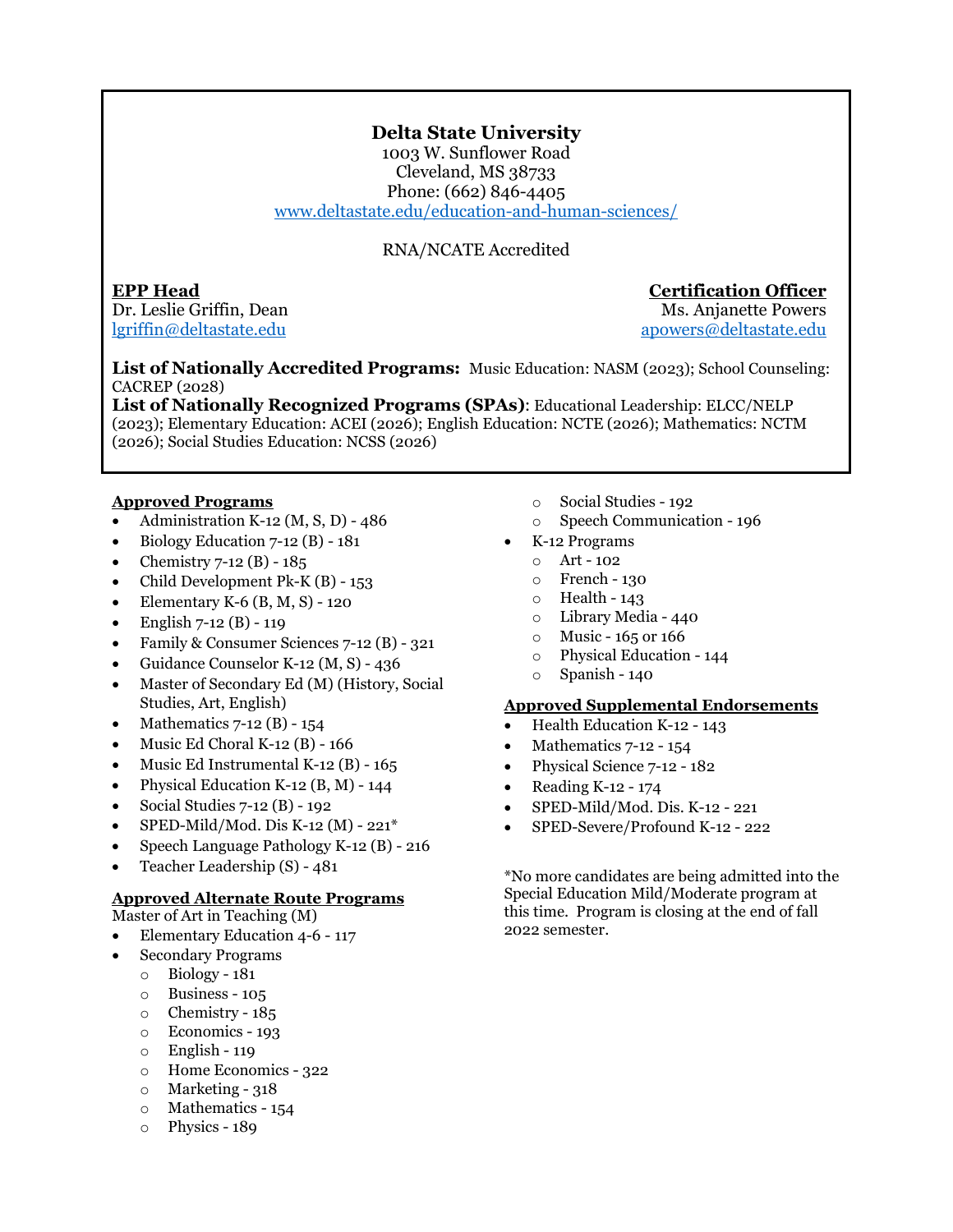**Delta State University**
1003 W. Sunflower Road
Cleveland, MS 38733
Phone: (662) 846-4405
www.deltastate.edu/education-and-human-sciences/

RNA/NCATE Accredited

**EPP Head**
Dr. Leslie Griffin, Dean
lgriffin@deltastate.edu

**Certification Officer**
Ms. Anjanette Powers
apowers@deltastate.edu

**List of Nationally Accredited Programs:** Music Education: NASM (2023); School Counseling: CACREP (2028)
**List of Nationally Recognized Programs (SPAs)**: Educational Leadership: ELCC/NELP (2023); Elementary Education: ACEI (2026); English Education: NCTE (2026); Mathematics: NCTM (2026); Social Studies Education: NCSS (2026)

**Approved Programs**

- Administration K-12 (M, S, D) - 486
- Biology Education 7-12 (B) - 181
- Chemistry 7-12 (B) - 185
- Child Development Pk-K (B) - 153
- Elementary K-6 (B, M, S) - 120
- English 7-12 (B) - 119
- Family & Consumer Sciences 7-12 (B) - 321
- Guidance Counselor K-12 (M, S) - 436
- Master of Secondary Ed (M) (History, Social Studies, Art, English)
- Mathematics 7-12 (B) - 154
- Music Ed Choral K-12 (B) - 166
- Music Ed Instrumental K-12 (B) - 165
- Physical Education K-12 (B, M) - 144
- Social Studies 7-12 (B) - 192
- SPED-Mild/Mod. Dis K-12 (M) - 221*
- Speech Language Pathology K-12 (B) - 216
- Teacher Leadership (S) - 481

**Approved Alternate Route Programs**

Master of Art in Teaching (M)

- Elementary Education 4-6 - 117
- Secondary Programs
  - Biology - 181
  - Business - 105
  - Chemistry - 185
  - Economics - 193
  - English - 119
  - Home Economics - 322
  - Marketing - 318
  - Mathematics - 154
  - Physics - 189
  - Social Studies - 192
  - Speech Communication - 196
- K-12 Programs
  - Art - 102
  - French - 130
  - Health - 143
  - Library Media - 440
  - Music - 165 or 166
  - Physical Education - 144
  - Spanish - 140

**Approved Supplemental Endorsements**

- Health Education K-12 - 143
- Mathematics 7-12 - 154
- Physical Science 7-12 - 182
- Reading K-12 - 174
- SPED-Mild/Mod. Dis. K-12 - 221
- SPED-Severe/Profound K-12 - 222

*No more candidates are being admitted into the Special Education Mild/Moderate program at this time. Program is closing at the end of fall 2022 semester.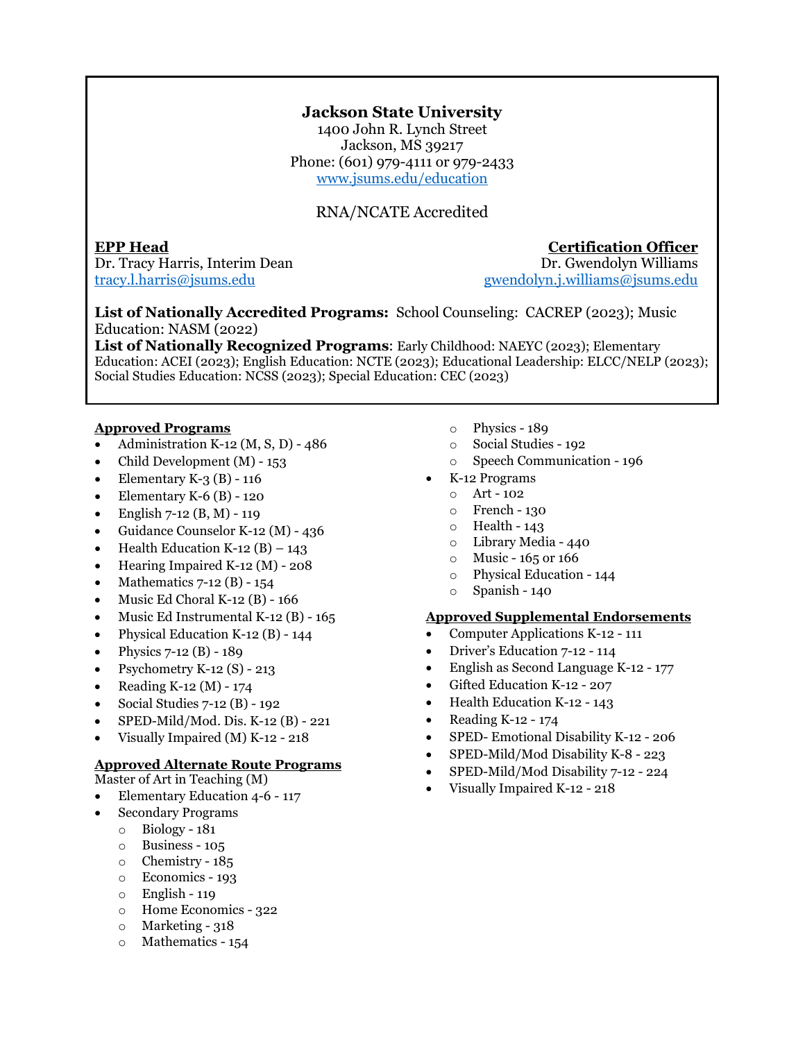# Jackson State University

1400 John R. Lynch Street
Jackson, MS 39217
Phone: (601) 979-4111 or 979-2433
www.jsums.edu/education

RNA/NCATE Accredited

**EPP Head**
Dr. Tracy Harris, Interim Dean
tracy.l.harris@jsums.edu

**Certification Officer**
Dr. Gwendolyn Williams
gwendolyn.j.williams@jsums.edu

**List of Nationally Accredited Programs:** School Counseling: CACREP (2023); Music Education: NASM (2022)
**List of Nationally Recognized Programs**: Early Childhood: NAEYC (2023); Elementary Education: ACEI (2023); English Education: NCTE (2023); Educational Leadership: ELCC/NELP (2023); Social Studies Education: NCSS (2023); Special Education: CEC (2023)

## Approved Programs

- Administration K-12 (M, S, D) - 486
- Child Development (M) - 153
- Elementary K-3 (B) - 116
- Elementary K-6 (B) - 120
- English 7-12 (B, M) - 119
- Guidance Counselor K-12 (M) - 436
- Health Education K-12 (B) – 143
- Hearing Impaired K-12 (M) - 208
- Mathematics 7-12 (B) - 154
- Music Ed Choral K-12 (B) - 166
- Music Ed Instrumental K-12 (B) - 165
- Physical Education K-12 (B) - 144
- Physics 7-12 (B) - 189
- Psychometry K-12 (S) - 213
- Reading K-12 (M) - 174
- Social Studies 7-12 (B) - 192
- SPED-Mild/Mod. Dis. K-12 (B) - 221
- Visually Impaired (M) K-12 - 218

## Approved Alternate Route Programs

Master of Art in Teaching (M)

- Elementary Education 4-6 - 117
- Secondary Programs
  - Biology - 181
  - Business - 105
  - Chemistry - 185
  - Economics - 193
  - English - 119
  - Home Economics - 322
  - Marketing - 318
  - Mathematics - 154
  - Physics - 189
  - Social Studies - 192
  - Speech Communication - 196
- K-12 Programs
  - Art - 102
  - French - 130
  - Health - 143
  - Library Media - 440
  - Music - 165 or 166
  - Physical Education - 144
  - Spanish - 140

## Approved Supplemental Endorsements

- Computer Applications K-12 - 111
- Driver's Education 7-12 - 114
- English as Second Language K-12 - 177
- Gifted Education K-12 - 207
- Health Education K-12 - 143
- Reading K-12 - 174
- SPED- Emotional Disability K-12 - 206
- SPED-Mild/Mod Disability K-8 - 223
- SPED-Mild/Mod Disability 7-12 - 224
- Visually Impaired K-12 - 218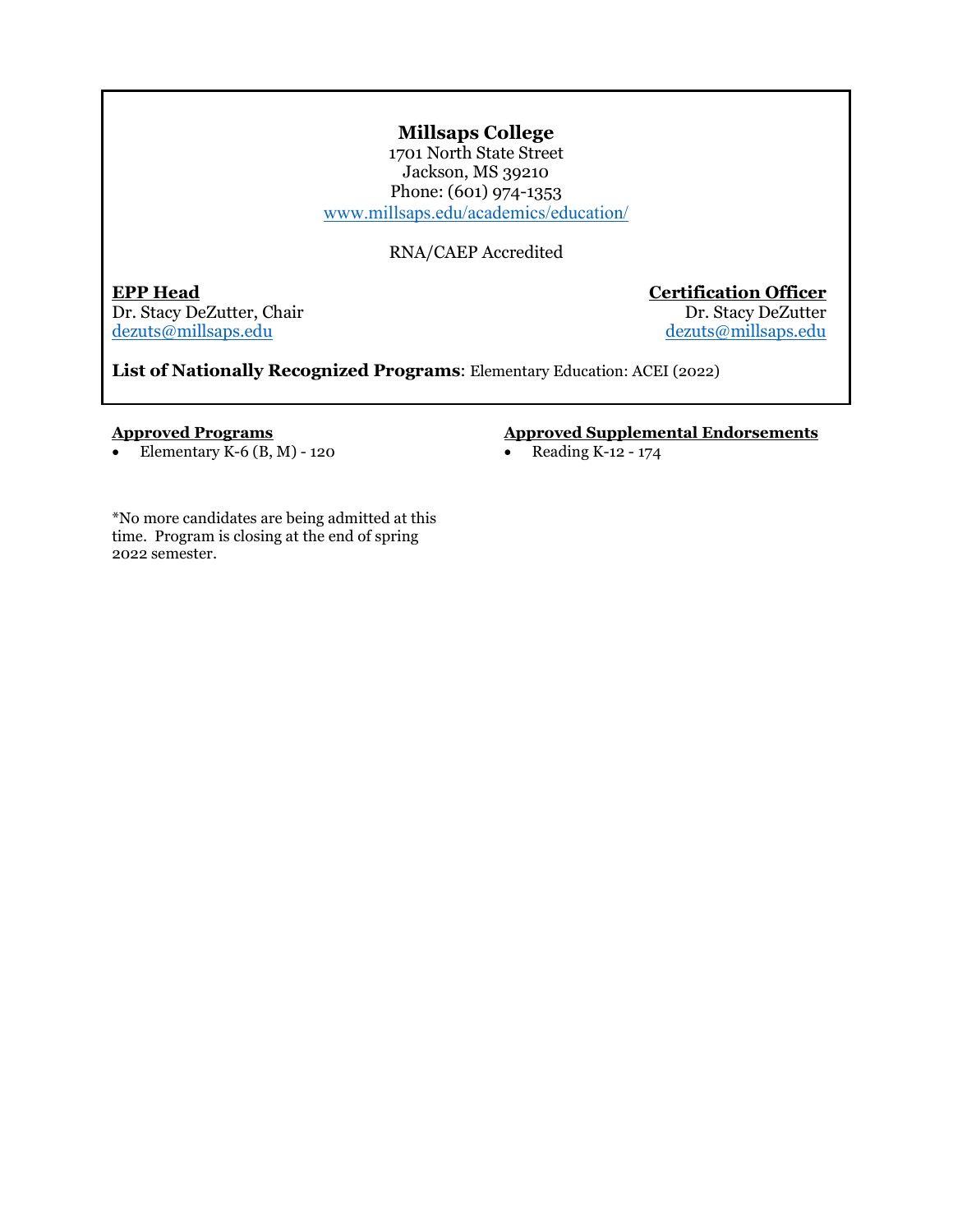## Millsaps College

1701 North State Street
Jackson, MS 39210
Phone: (601) 974-1353
www.millsaps.edu/academics/education/

RNA/CAEP Accredited

**EPP Head**
Dr. Stacy DeZutter, Chair
dezuts@millsaps.edu

**Certification Officer**
Dr. Stacy DeZutter
dezuts@millsaps.edu

**List of Nationally Recognized Programs**: Elementary Education: ACEI (2022)

**Approved Programs**

- Elementary K-6 (B, M) - 120

**Approved Supplemental Endorsements**

- Reading K-12 - 174

*No more candidates are being admitted at this time. Program is closing at the end of spring 2022 semester.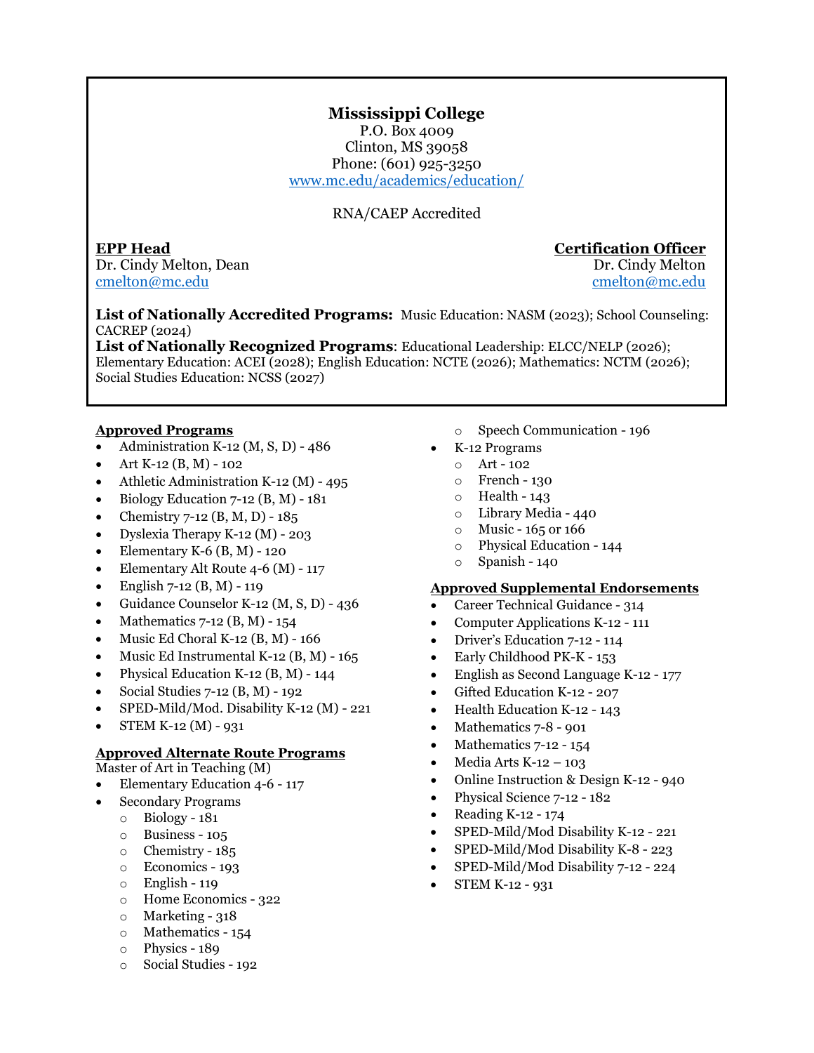## Mississippi College

P.O. Box 4009
Clinton, MS 39058
Phone: (601) 925-3250
www.mc.edu/academics/education/

RNA/CAEP Accredited

**EPP Head**
Dr. Cindy Melton, Dean
cmelton@mc.edu

**Certification Officer**
Dr. Cindy Melton
cmelton@mc.edu

**List of Nationally Accredited Programs:** Music Education: NASM (2023); School Counseling: CACREP (2024)
**List of Nationally Recognized Programs**: Educational Leadership: ELCC/NELP (2026); Elementary Education: ACEI (2028); English Education: NCTE (2026); Mathematics: NCTM (2026); Social Studies Education: NCSS (2027)

### Approved Programs

- Administration K-12 (M, S, D) - 486
- Art K-12 (B, M) - 102
- Athletic Administration K-12 (M) - 495
- Biology Education 7-12 (B, M) - 181
- Chemistry 7-12 (B, M, D) - 185
- Dyslexia Therapy K-12 (M) - 203
- Elementary K-6 (B, M) - 120
- Elementary Alt Route 4-6 (M) - 117
- English 7-12 (B, M) - 119
- Guidance Counselor K-12 (M, S, D) - 436
- Mathematics 7-12 (B, M) - 154
- Music Ed Choral K-12 (B, M) - 166
- Music Ed Instrumental K-12 (B, M) - 165
- Physical Education K-12 (B, M) - 144
- Social Studies 7-12 (B, M) - 192
- SPED-Mild/Mod. Disability K-12 (M) - 221
- STEM K-12 (M) - 931

### Approved Alternate Route Programs

Master of Art in Teaching (M)

- Elementary Education 4-6 - 117
- Secondary Programs
  - Biology - 181
  - Business - 105
  - Chemistry - 185
  - Economics - 193
  - English - 119
  - Home Economics - 322
  - Marketing - 318
  - Mathematics - 154
  - Physics - 189
  - Social Studies - 192
  - Speech Communication - 196
- K-12 Programs
  - Art - 102
  - French - 130
  - Health - 143
  - Library Media - 440
  - Music - 165 or 166
  - Physical Education - 144
  - Spanish - 140

### Approved Supplemental Endorsements

- Career Technical Guidance - 314
- Computer Applications K-12 - 111
- Driver's Education 7-12 - 114
- Early Childhood PK-K - 153
- English as Second Language K-12 - 177
- Gifted Education K-12 - 207
- Health Education K-12 - 143
- Mathematics 7-8 - 901
- Mathematics 7-12 - 154
- Media Arts K-12 – 103
- Online Instruction & Design K-12 - 940
- Physical Science 7-12 - 182
- Reading K-12 - 174
- SPED-Mild/Mod Disability K-12 - 221
- SPED-Mild/Mod Disability K-8 - 223
- SPED-Mild/Mod Disability 7-12 - 224
- STEM K-12 - 931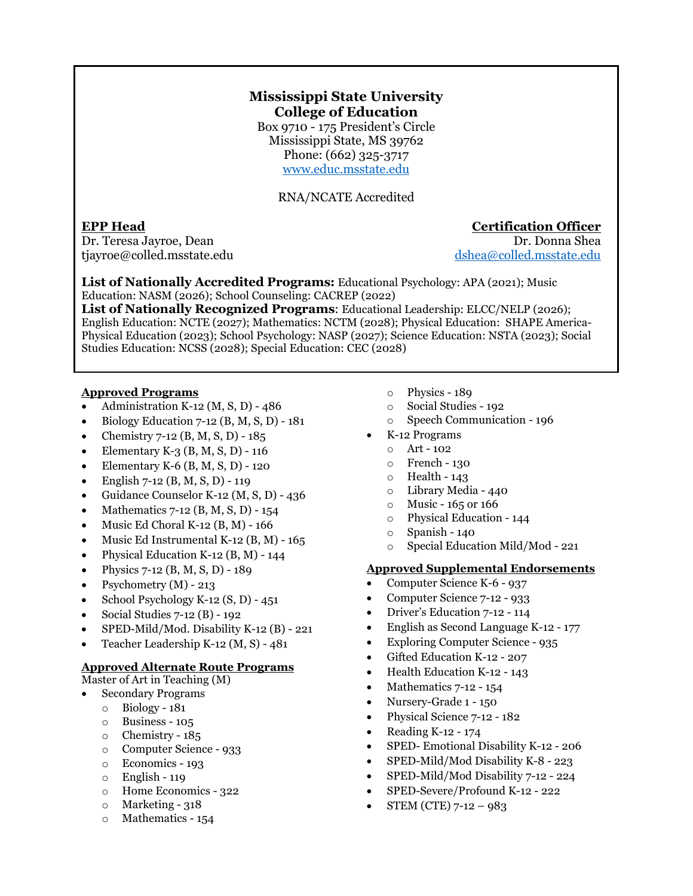**Mississippi State University**
**College of Education**

Box 9710 - 175 President's Circle
Mississippi State, MS 39762
Phone: (662) 325-3717
[www.educ.msstate.edu](www.educ.msstate.edu)

RNA/NCATE Accredited

**EPP Head**
Dr. Teresa Jayroe, Dean
tjayroe@colled.msstate.edu

**Certification Officer**
Dr. Donna Shea
dshea@colled.msstate.edu

**List of Nationally Accredited Programs:** Educational Psychology: APA (2021); Music Education: NASM (2026); School Counseling: CACREP (2022)
**List of Nationally Recognized Programs**: Educational Leadership: ELCC/NELP (2026); English Education: NCTE (2027); Mathematics: NCTM (2028); Physical Education: SHAPE America-Physical Education (2023); School Psychology: NASP (2027); Science Education: NSTA (2023); Social Studies Education: NCSS (2028); Special Education: CEC (2028)

**Approved Programs**

- Administration K-12 (M, S, D) - 486
- Biology Education 7-12 (B, M, S, D) - 181
- Chemistry 7-12 (B, M, S, D) - 185
- Elementary K-3 (B, M, S, D) - 116
- Elementary K-6 (B, M, S, D) - 120
- English 7-12 (B, M, S, D) - 119
- Guidance Counselor K-12 (M, S, D) - 436
- Mathematics 7-12 (B, M, S, D) - 154
- Music Ed Choral K-12 (B, M) - 166
- Music Ed Instrumental K-12 (B, M) - 165
- Physical Education K-12 (B, M) - 144
- Physics 7-12 (B, M, S, D) - 189
- Psychometry (M) - 213
- School Psychology K-12 (S, D) - 451
- Social Studies 7-12 (B) - 192
- SPED-Mild/Mod. Disability K-12 (B) - 221
- Teacher Leadership K-12 (M, S) - 481

**Approved Alternate Route Programs**

Master of Art in Teaching (M)

- Secondary Programs
  - Biology - 181
  - Business - 105
  - Chemistry - 185
  - Computer Science - 933
  - Economics - 193
  - English - 119
  - Home Economics - 322
  - Marketing - 318
  - Mathematics - 154
  - Physics - 189
  - Social Studies - 192
  - Speech Communication - 196
- K-12 Programs
  - Art - 102
  - French - 130
  - Health - 143
  - Library Media - 440
  - Music - 165 or 166
  - Physical Education - 144
  - Spanish - 140
  - Special Education Mild/Mod - 221

**Approved Supplemental Endorsements**

- Computer Science K-6 - 937
- Computer Science 7-12 - 933
- Driver's Education 7-12 - 114
- English as Second Language K-12 - 177
- Exploring Computer Science - 935
- Gifted Education K-12 - 207
- Health Education K-12 - 143
- Mathematics 7-12 - 154
- Nursery-Grade 1 - 150
- Physical Science 7-12 - 182
- Reading K-12 - 174
- SPED- Emotional Disability K-12 - 206
- SPED-Mild/Mod Disability K-8 - 223
- SPED-Mild/Mod Disability 7-12 - 224
- SPED-Severe/Profound K-12 - 222
- STEM (CTE) 7-12 – 983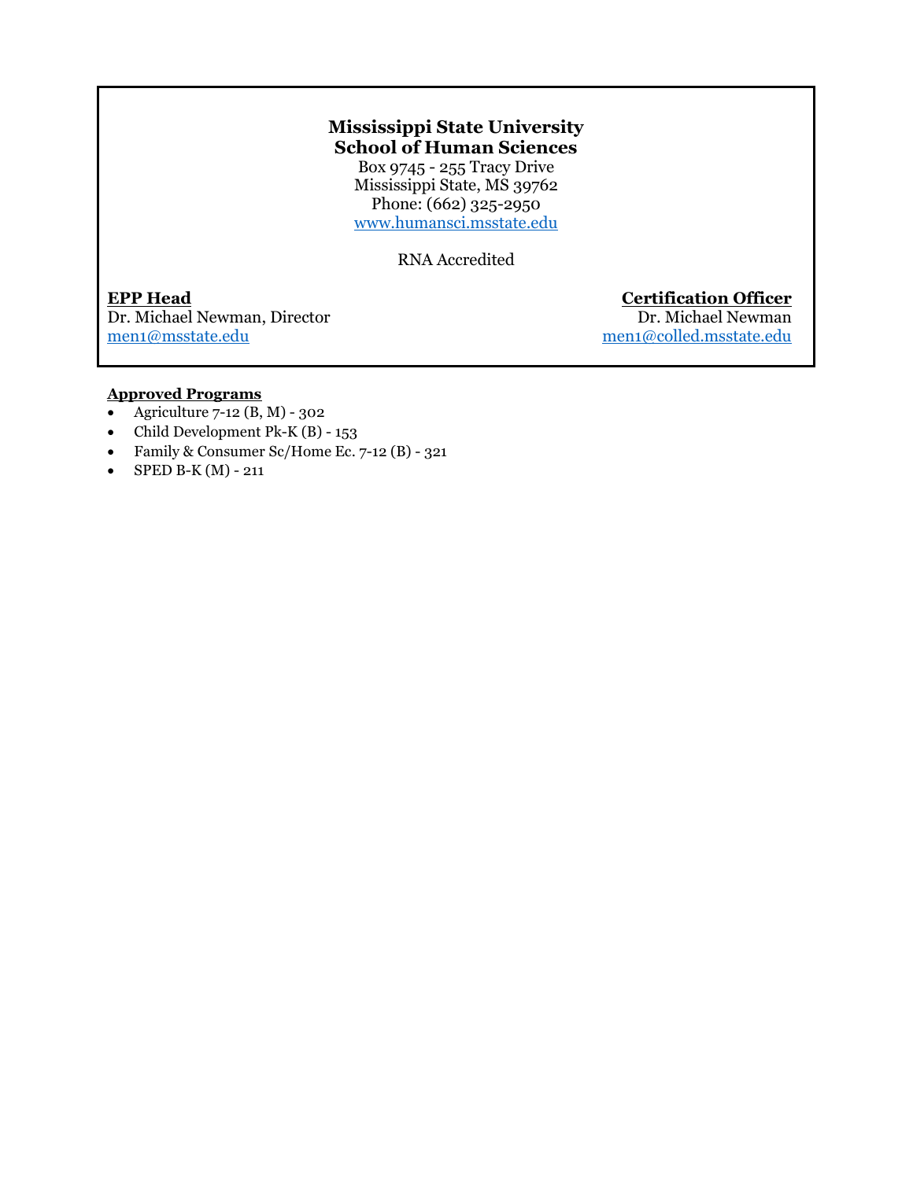**Mississippi State University**
**School of Human Sciences**

Box 9745 - 255 Tracy Drive
Mississippi State, MS 39762
Phone: (662) 325-2950
[www.humansci.msstate.edu](http://www.humansci.msstate.edu)

RNA Accredited

**EPP Head**
Dr. Michael Newman, Director
men1@msstate.edu

**Certification Officer**
Dr. Michael Newman
men1@colled.msstate.edu

**Approved Programs**

- Agriculture 7-12 (B, M) - 302
- Child Development Pk-K (B) - 153
- Family & Consumer Sc/Home Ec. 7-12 (B) - 321
- SPED B-K (M) - 211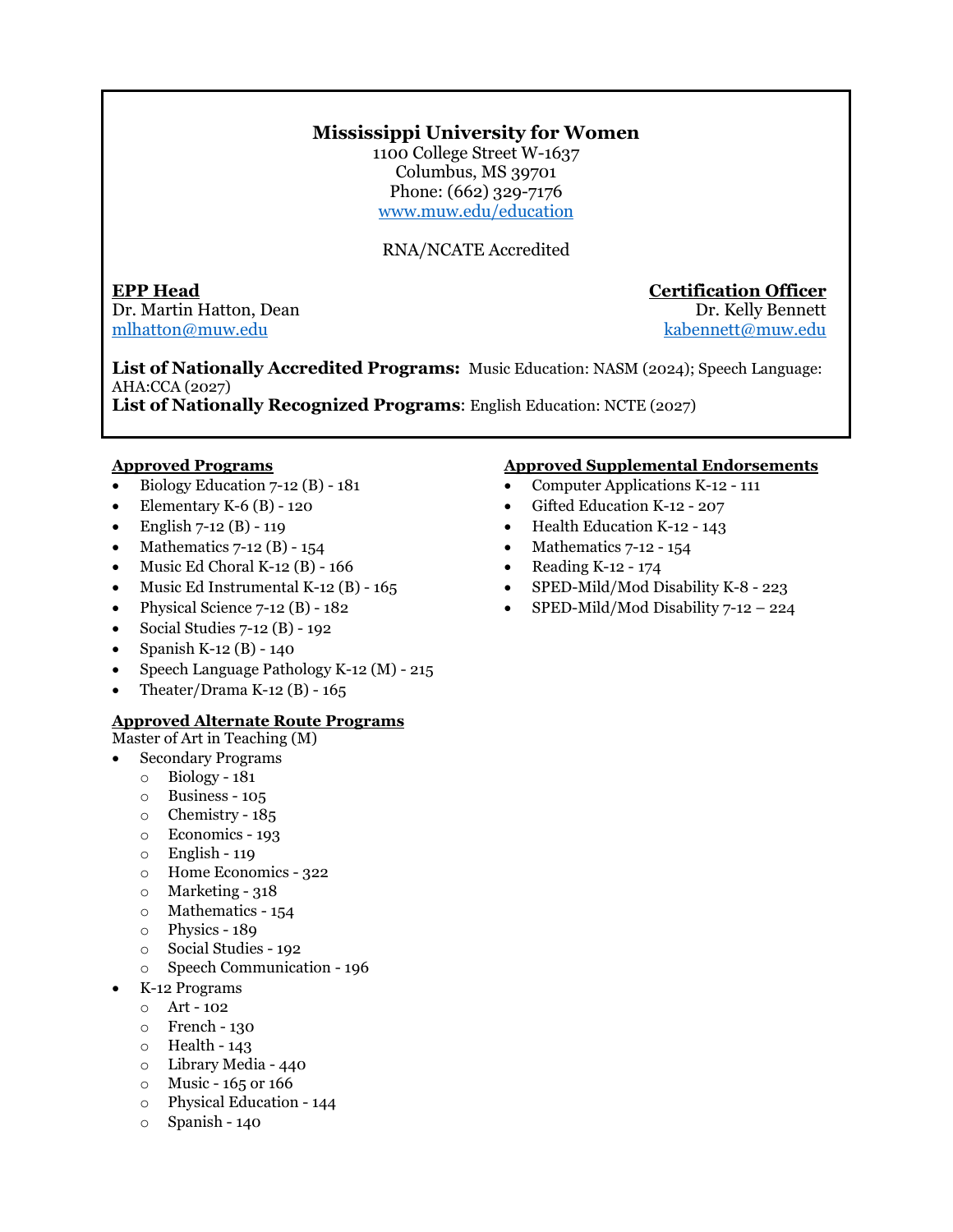## Mississippi University for Women

1100 College Street W-1637
Columbus, MS 39701
Phone: (662) 329-7176
www.muw.edu/education

RNA/NCATE Accredited

**EPP Head**
Dr. Martin Hatton, Dean
mlhatton@muw.edu

**Certification Officer**
Dr. Kelly Bennett
kabennett@muw.edu

**List of Nationally Accredited Programs:** Music Education: NASM (2024); Speech Language: AHA:CCA (2027)
**List of Nationally Recognized Programs**: English Education: NCTE (2027)

**Approved Programs**

- Biology Education 7-12 (B) - 181
- Elementary K-6 (B) - 120
- English 7-12 (B) - 119
- Mathematics 7-12 (B) - 154
- Music Ed Choral K-12 (B) - 166
- Music Ed Instrumental K-12 (B) - 165
- Physical Science 7-12 (B) - 182
- Social Studies 7-12 (B) - 192
- Spanish K-12 (B) - 140
- Speech Language Pathology K-12 (M) - 215
- Theater/Drama K-12 (B) - 165

**Approved Alternate Route Programs**

Master of Art in Teaching (M)

- Secondary Programs
  - Biology - 181
  - Business - 105
  - Chemistry - 185
  - Economics - 193
  - English - 119
  - Home Economics - 322
  - Marketing - 318
  - Mathematics - 154
  - Physics - 189
  - Social Studies - 192
  - Speech Communication - 196
- K-12 Programs
  - Art - 102
  - French - 130
  - Health - 143
  - Library Media - 440
  - Music - 165 or 166
  - Physical Education - 144
  - Spanish - 140

**Approved Supplemental Endorsements**

- Computer Applications K-12 - 111
- Gifted Education K-12 - 207
- Health Education K-12 - 143
- Mathematics 7-12 - 154
- Reading K-12 - 174
- SPED-Mild/Mod Disability K-8 - 223
- SPED-Mild/Mod Disability 7-12 – 224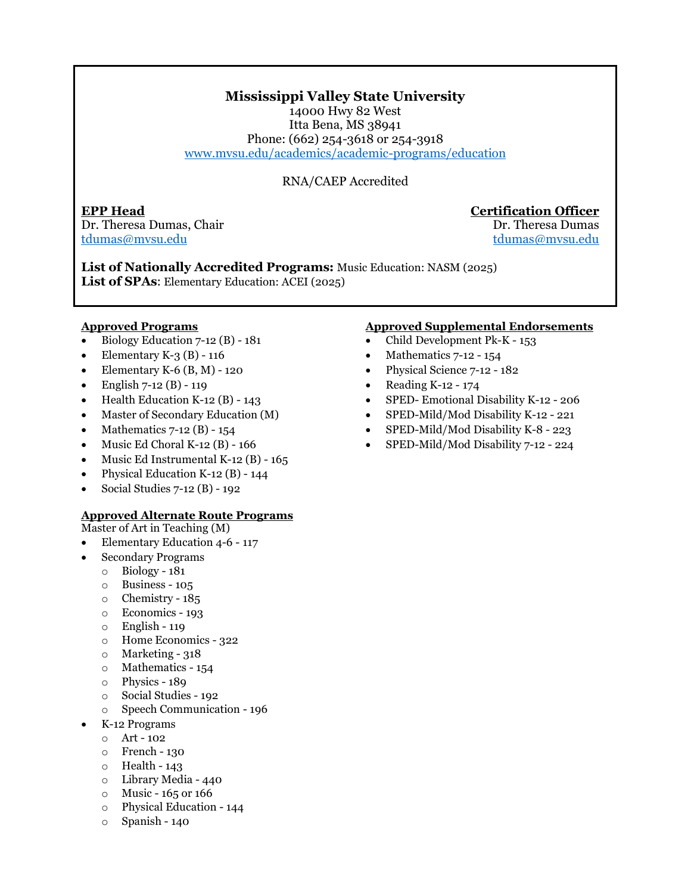## Mississippi Valley State University

14000 Hwy 82 West
Itta Bena, MS 38941
Phone: (662) 254-3618 or 254-3918
www.mvsu.edu/academics/academic-programs/education

RNA/CAEP Accredited

**EPP Head**
Dr. Theresa Dumas, Chair
tdumas@mvsu.edu

**Certification Officer**
Dr. Theresa Dumas
tdumas@mvsu.edu

**List of Nationally Accredited Programs:** Music Education: NASM (2025)
**List of SPAs**: Elementary Education: ACEI (2025)

**Approved Programs**

- Biology Education 7-12 (B) - 181
- Elementary K-3 (B) - 116
- Elementary K-6 (B, M) - 120
- English 7-12 (B) - 119
- Health Education K-12 (B) - 143
- Master of Secondary Education (M)
- Mathematics 7-12 (B) - 154
- Music Ed Choral K-12 (B) - 166
- Music Ed Instrumental K-12 (B) - 165
- Physical Education K-12 (B) - 144
- Social Studies 7-12 (B) - 192

**Approved Alternate Route Programs**

Master of Art in Teaching (M)

- Elementary Education 4-6 - 117
- Secondary Programs
  - Biology - 181
  - Business - 105
  - Chemistry - 185
  - Economics - 193
  - English - 119
  - Home Economics - 322
  - Marketing - 318
  - Mathematics - 154
  - Physics - 189
  - Social Studies - 192
  - Speech Communication - 196
- K-12 Programs
  - Art - 102
  - French - 130
  - Health - 143
  - Library Media - 440
  - Music - 165 or 166
  - Physical Education - 144
  - Spanish - 140

**Approved Supplemental Endorsements**

- Child Development Pk-K - 153
- Mathematics 7-12 - 154
- Physical Science 7-12 - 182
- Reading K-12 - 174
- SPED- Emotional Disability K-12 - 206
- SPED-Mild/Mod Disability K-12 - 221
- SPED-Mild/Mod Disability K-8 - 223
- SPED-Mild/Mod Disability 7-12 - 224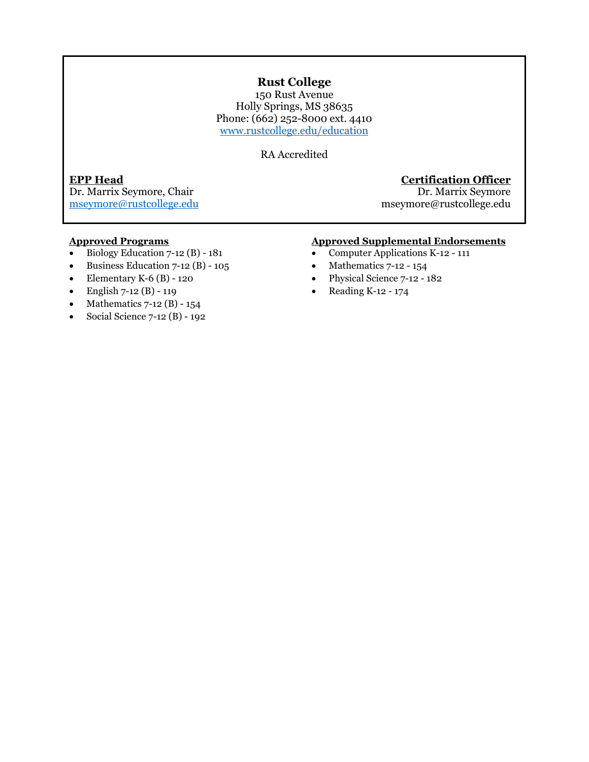## Rust College

150 Rust Avenue
Holly Springs, MS 38635
Phone: (662) 252-8000 ext. 4410
www.rustcollege.edu/education

RA Accredited

**EPP Head**
Dr. Marrix Seymore, Chair
mseymore@rustcollege.edu

**Certification Officer**
Dr. Marrix Seymore
mseymore@rustcollege.edu

**Approved Programs**

- Biology Education 7-12 (B) - 181
- Business Education 7-12 (B) - 105
- Elementary K-6 (B) - 120
- English 7-12 (B) - 119
- Mathematics 7-12 (B) - 154
- Social Science 7-12 (B) - 192

**Approved Supplemental Endorsements**

- Computer Applications K-12 - 111
- Mathematics 7-12 - 154
- Physical Science 7-12 - 182
- Reading K-12 - 174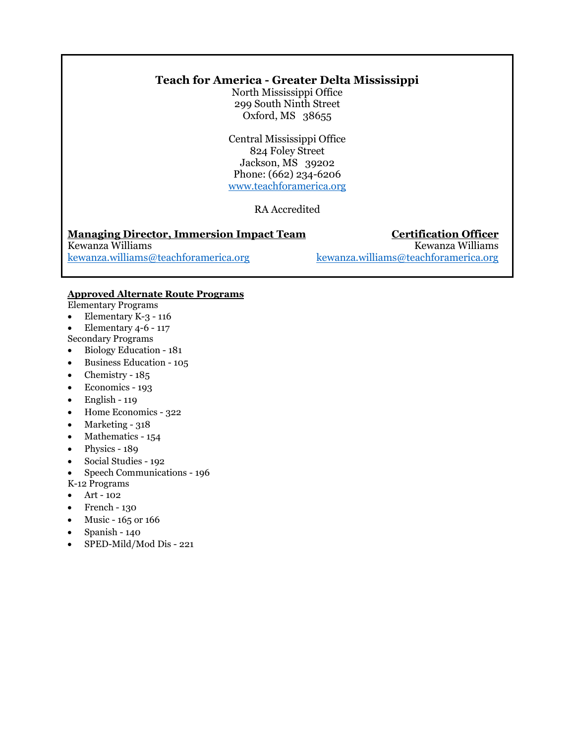**Teach for America - Greater Delta Mississippi**

North Mississippi Office
299 South Ninth Street
Oxford, MS 38655

Central Mississippi Office
824 Foley Street
Jackson, MS 39202
Phone: (662) 234-6206
www.teachforamerica.org

RA Accredited

**Managing Director, Immersion Impact Team**
Kewanza Williams
kewanza.williams@teachforamerica.org

**Certification Officer**
Kewanza Williams
kewanza.williams@teachforamerica.org

**Approved Alternate Route Programs**

Elementary Programs

- Elementary K-3 - 116
- Elementary 4-6 - 117

Secondary Programs

- Biology Education - 181
- Business Education - 105
- Chemistry - 185
- Economics - 193
- English - 119
- Home Economics - 322
- Marketing - 318
- Mathematics - 154
- Physics - 189
- Social Studies - 192
- Speech Communications - 196

K-12 Programs

- Art - 102
- French - 130
- Music - 165 or 166
- Spanish - 140
- SPED-Mild/Mod Dis - 221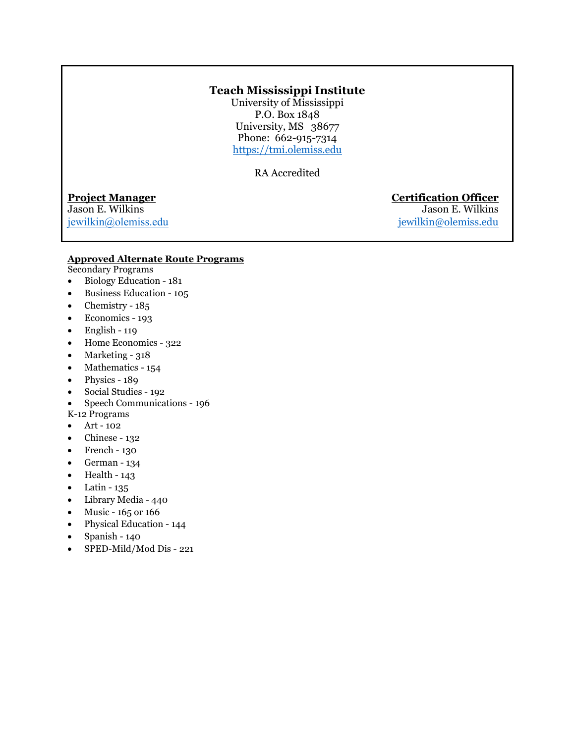**Teach Mississippi Institute**

University of Mississippi
P.O. Box 1848
University, MS 38677
Phone: 662-915-7314
https://tmi.olemiss.edu

RA Accredited

**Project Manager**
Jason E. Wilkins
jewilkin@olemiss.edu

**Certification Officer**
Jason E. Wilkins
jewilkin@olemiss.edu

**Approved Alternate Route Programs**

Secondary Programs

- Biology Education - 181
- Business Education - 105
- Chemistry - 185
- Economics - 193
- English - 119
- Home Economics - 322
- Marketing - 318
- Mathematics - 154
- Physics - 189
- Social Studies - 192
- Speech Communications - 196

K-12 Programs

- Art - 102
- Chinese - 132
- French - 130
- German - 134
- Health - 143
- Latin - 135
- Library Media - 440
- Music - 165 or 166
- Physical Education - 144
- Spanish - 140
- SPED-Mild/Mod Dis - 221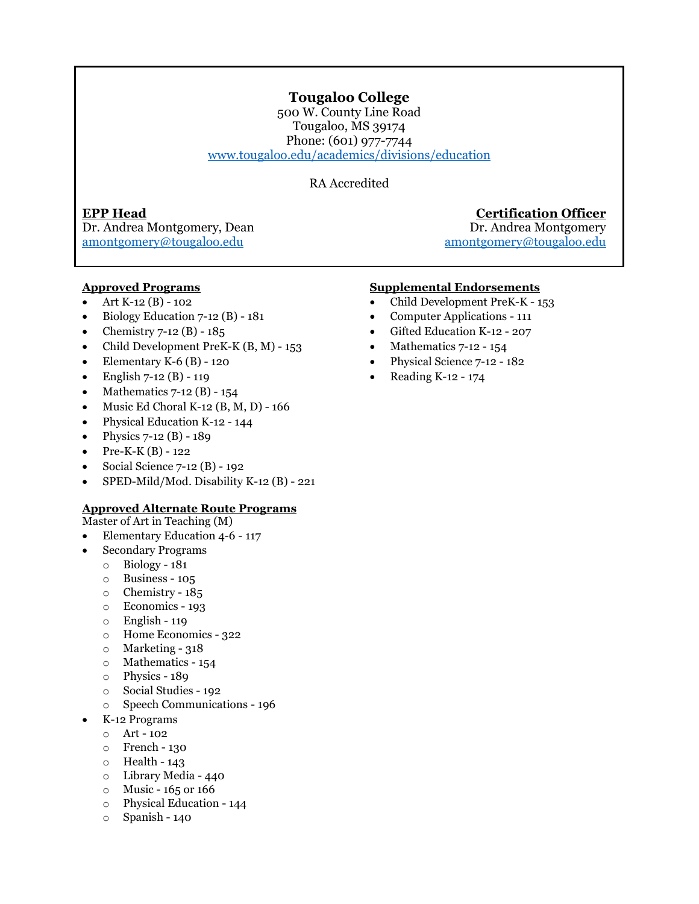# Tougaloo College

500 W. County Line Road
Tougaloo, MS 39174
Phone: (601) 977-7744
www.tougaloo.edu/academics/divisions/education

RA Accredited

**EPP Head**
Dr. Andrea Montgomery, Dean
amontgomery@tougaloo.edu

**Certification Officer**
Dr. Andrea Montgomery
amontgomery@tougaloo.edu

**Approved Programs**

- Art K-12 (B) - 102
- Biology Education 7-12 (B) - 181
- Chemistry 7-12 (B) - 185
- Child Development PreK-K (B, M) - 153
- Elementary K-6 (B) - 120
- English 7-12 (B) - 119
- Mathematics 7-12 (B) - 154
- Music Ed Choral K-12 (B, M, D) - 166
- Physical Education K-12 - 144
- Physics 7-12 (B) - 189
- Pre-K-K (B) - 122
- Social Science 7-12 (B) - 192
- SPED-Mild/Mod. Disability K-12 (B) - 221

**Approved Alternate Route Programs**

Master of Art in Teaching (M)

- Elementary Education 4-6 - 117
- Secondary Programs
  - Biology - 181
  - Business - 105
  - Chemistry - 185
  - Economics - 193
  - English - 119
  - Home Economics - 322
  - Marketing - 318
  - Mathematics - 154
  - Physics - 189
  - Social Studies - 192
  - Speech Communications - 196
- K-12 Programs
  - Art - 102
  - French - 130
  - Health - 143
  - Library Media - 440
  - Music - 165 or 166
  - Physical Education - 144
  - Spanish - 140

**Supplemental Endorsements**

- Child Development PreK-K - 153
- Computer Applications - 111
- Gifted Education K-12 - 207
- Mathematics 7-12 - 154
- Physical Science 7-12 - 182
- Reading K-12 - 174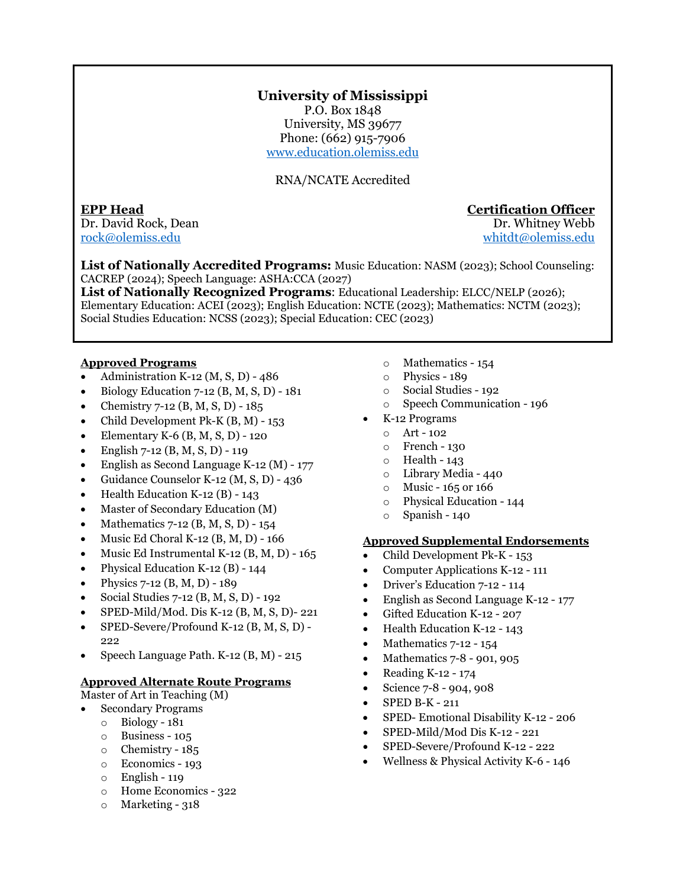# University of Mississippi

P.O. Box 1848
University, MS 39677
Phone: (662) 915-7906
www.education.olemiss.edu

RNA/NCATE Accredited

**EPP Head**
Dr. David Rock, Dean
rock@olemiss.edu

**Certification Officer**
Dr. Whitney Webb
whitdt@olemiss.edu

**List of Nationally Accredited Programs:** Music Education: NASM (2023); School Counseling: CACREP (2024); Speech Language: ASHA:CCA (2027)
**List of Nationally Recognized Programs**: Educational Leadership: ELCC/NELP (2026); Elementary Education: ACEI (2023); English Education: NCTE (2023); Mathematics: NCTM (2023); Social Studies Education: NCSS (2023); Special Education: CEC (2023)

## Approved Programs

- Administration K-12 (M, S, D) - 486
- Biology Education 7-12 (B, M, S, D) - 181
- Chemistry 7-12 (B, M, S, D) - 185
- Child Development Pk-K (B, M) - 153
- Elementary K-6 (B, M, S, D) - 120
- English 7-12 (B, M, S, D) - 119
- English as Second Language K-12 (M) - 177
- Guidance Counselor K-12 (M, S, D) - 436
- Health Education K-12 (B) - 143
- Master of Secondary Education (M)
- Mathematics 7-12 (B, M, S, D) - 154
- Music Ed Choral K-12 (B, M, D) - 166
- Music Ed Instrumental K-12 (B, M, D) - 165
- Physical Education K-12 (B) - 144
- Physics 7-12 (B, M, D) - 189
- Social Studies 7-12 (B, M, S, D) - 192
- SPED-Mild/Mod. Dis K-12 (B, M, S, D)- 221
- SPED-Severe/Profound K-12 (B, M, S, D) - 222
- Speech Language Path. K-12 (B, M) - 215

## Approved Alternate Route Programs

Master of Art in Teaching (M)

- Secondary Programs
  - Biology - 181
  - Business - 105
  - Chemistry - 185
  - Economics - 193
  - English - 119
  - Home Economics - 322
  - Marketing - 318
  - Mathematics - 154
  - Physics - 189
  - Social Studies - 192
  - Speech Communication - 196
- K-12 Programs
  - Art - 102
  - French - 130
  - Health - 143
  - Library Media - 440
  - Music - 165 or 166
  - Physical Education - 144
  - Spanish - 140

## Approved Supplemental Endorsements

- Child Development Pk-K - 153
- Computer Applications K-12 - 111
- Driver's Education 7-12 - 114
- English as Second Language K-12 - 177
- Gifted Education K-12 - 207
- Health Education K-12 - 143
- Mathematics 7-12 - 154
- Mathematics 7-8 - 901, 905
- Reading K-12 - 174
- Science 7-8 - 904, 908
- SPED B-K - 211
- SPED- Emotional Disability K-12 - 206
- SPED-Mild/Mod Dis K-12 - 221
- SPED-Severe/Profound K-12 - 222
- Wellness & Physical Activity K-6 - 146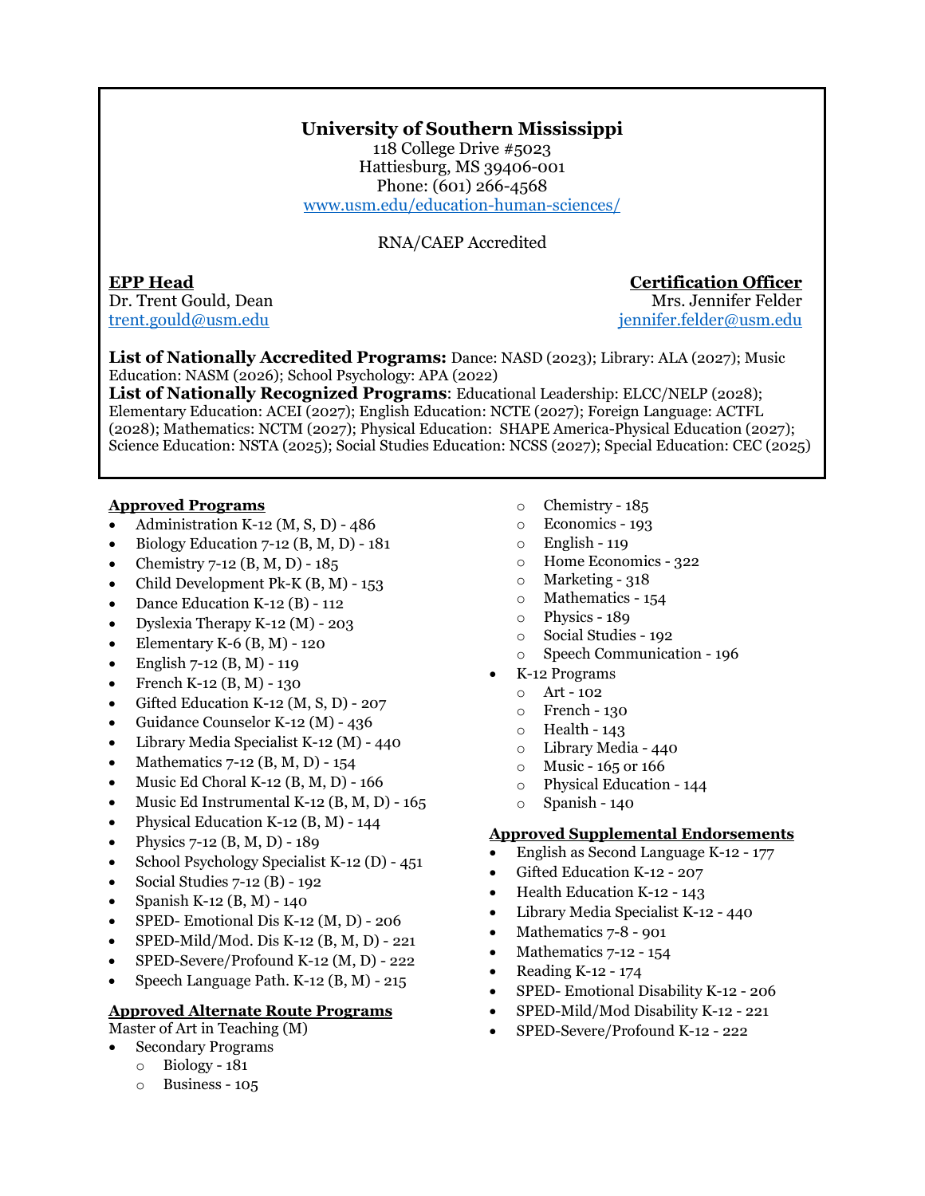# University of Southern Mississippi

118 College Drive #5023
Hattiesburg, MS 39406-001
Phone: (601) 266-4568
www.usm.edu/education-human-sciences/

RNA/CAEP Accredited

**EPP Head**
Dr. Trent Gould, Dean
trent.gould@usm.edu

**Certification Officer**
Mrs. Jennifer Felder
jennifer.felder@usm.edu

**List of Nationally Accredited Programs:** Dance: NASD (2023); Library: ALA (2027); Music Education: NASM (2026); School Psychology: APA (2022)
**List of Nationally Recognized Programs**: Educational Leadership: ELCC/NELP (2028); Elementary Education: ACEI (2027); English Education: NCTE (2027); Foreign Language: ACTFL (2028); Mathematics: NCTM (2027); Physical Education: SHAPE America-Physical Education (2027); Science Education: NSTA (2025); Social Studies Education: NCSS (2027); Special Education: CEC (2025)

**Approved Programs**

- Administration K-12 (M, S, D) - 486
- Biology Education 7-12 (B, M, D) - 181
- Chemistry 7-12 (B, M, D) - 185
- Child Development Pk-K (B, M) - 153
- Dance Education K-12 (B) - 112
- Dyslexia Therapy K-12 (M) - 203
- Elementary K-6 (B, M) - 120
- English 7-12 (B, M) - 119
- French K-12 (B, M) - 130
- Gifted Education K-12 (M, S, D) - 207
- Guidance Counselor K-12 (M) - 436
- Library Media Specialist K-12 (M) - 440
- Mathematics 7-12 (B, M, D) - 154
- Music Ed Choral K-12 (B, M, D) - 166
- Music Ed Instrumental K-12 (B, M, D) - 165
- Physical Education K-12 (B, M) - 144
- Physics 7-12 (B, M, D) - 189
- School Psychology Specialist K-12 (D) - 451
- Social Studies 7-12 (B) - 192
- Spanish K-12 (B, M) - 140
- SPED- Emotional Dis K-12 (M, D) - 206
- SPED-Mild/Mod. Dis K-12 (B, M, D) - 221
- SPED-Severe/Profound K-12 (M, D) - 222
- Speech Language Path. K-12 (B, M) - 215

**Approved Alternate Route Programs**

Master of Art in Teaching (M)

- Secondary Programs
  - Biology - 181
  - Business - 105
  - Chemistry - 185
  - Economics - 193
  - English - 119
  - Home Economics - 322
  - Marketing - 318
  - Mathematics - 154
  - Physics - 189
  - Social Studies - 192
  - Speech Communication - 196
- K-12 Programs
  - Art - 102
  - French - 130
  - Health - 143
  - Library Media - 440
  - Music - 165 or 166
  - Physical Education - 144
  - Spanish - 140

**Approved Supplemental Endorsements**

- English as Second Language K-12 - 177
- Gifted Education K-12 - 207
- Health Education K-12 - 143
- Library Media Specialist K-12 - 440
- Mathematics 7-8 - 901
- Mathematics 7-12 - 154
- Reading K-12 - 174
- SPED- Emotional Disability K-12 - 206
- SPED-Mild/Mod Disability K-12 - 221
- SPED-Severe/Profound K-12 - 222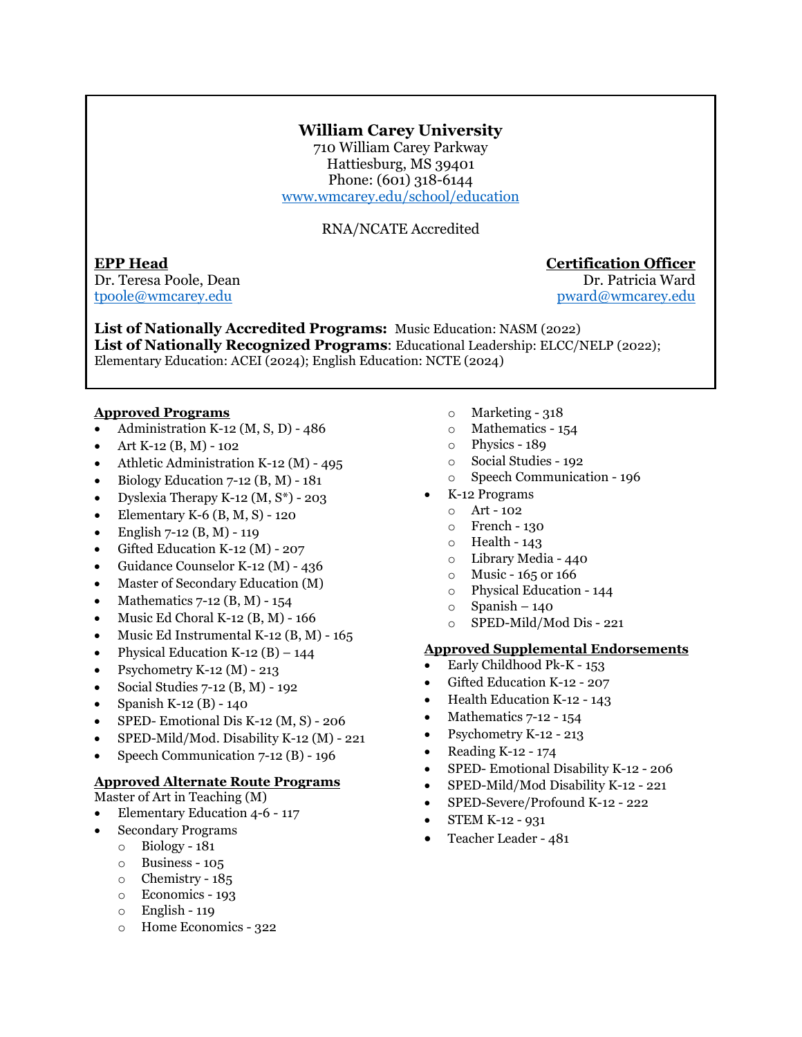# William Carey University

710 William Carey Parkway
Hattiesburg, MS 39401
Phone: (601) 318-6144
www.wmcarey.edu/school/education

RNA/NCATE Accredited

**EPP Head**
Dr. Teresa Poole, Dean
tpoole@wmcarey.edu

**Certification Officer**
Dr. Patricia Ward
pward@wmcarey.edu

**List of Nationally Accredited Programs:** Music Education: NASM (2022)
**List of Nationally Recognized Programs**: Educational Leadership: ELCC/NELP (2022); Elementary Education: ACEI (2024); English Education: NCTE (2024)

## Approved Programs

- Administration K-12 (M, S, D) - 486
- Art K-12 (B, M) - 102
- Athletic Administration K-12 (M) - 495
- Biology Education 7-12 (B, M) - 181
- Dyslexia Therapy K-12 (M, S*) - 203
- Elementary K-6 (B, M, S) - 120
- English 7-12 (B, M) - 119
- Gifted Education K-12 (M) - 207
- Guidance Counselor K-12 (M) - 436
- Master of Secondary Education (M)
- Mathematics 7-12 (B, M) - 154
- Music Ed Choral K-12 (B, M) - 166
- Music Ed Instrumental K-12 (B, M) - 165
- Physical Education K-12 (B) – 144
- Psychometry K-12 (M) - 213
- Social Studies 7-12 (B, M) - 192
- Spanish K-12 (B) - 140
- SPED- Emotional Dis K-12 (M, S) - 206
- SPED-Mild/Mod. Disability K-12 (M) - 221
- Speech Communication 7-12 (B) - 196

## Approved Alternate Route Programs

Master of Art in Teaching (M)

- Elementary Education 4-6 - 117
- Secondary Programs
  - Biology - 181
  - Business - 105
  - Chemistry - 185
  - Economics - 193
  - English - 119
  - Home Economics - 322
  - Marketing - 318
  - Mathematics - 154
  - Physics - 189
  - Social Studies - 192
  - Speech Communication - 196
- K-12 Programs
  - Art - 102
  - French - 130
  - Health - 143
  - Library Media - 440
  - Music - 165 or 166
  - Physical Education - 144
  - Spanish – 140
  - SPED-Mild/Mod Dis - 221

## Approved Supplemental Endorsements

- Early Childhood Pk-K - 153
- Gifted Education K-12 - 207
- Health Education K-12 - 143
- Mathematics 7-12 - 154
- Psychometry K-12 - 213
- Reading K-12 - 174
- SPED- Emotional Disability K-12 - 206
- SPED-Mild/Mod Disability K-12 - 221
- SPED-Severe/Profound K-12 - 222
- STEM K-12 - 931
- Teacher Leader - 481